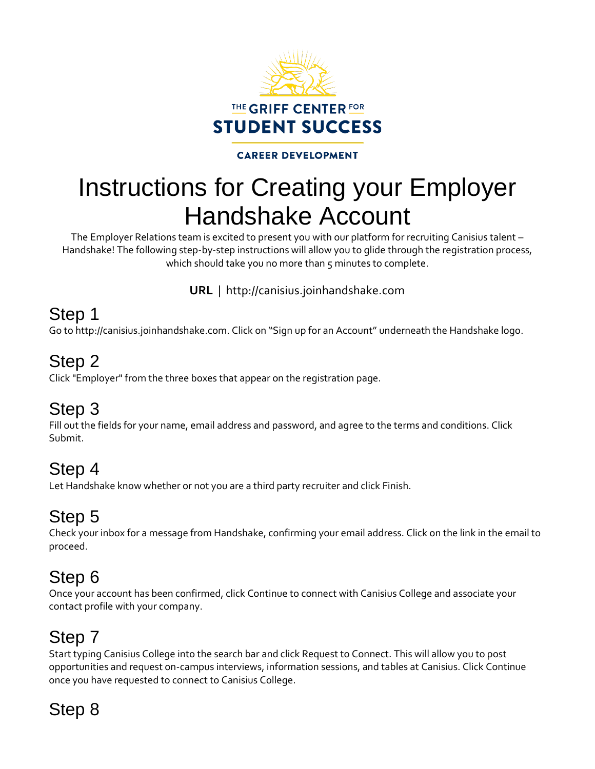THE GRIFF CENTER FOR
STUDENT SUCCESS
CAREER DEVELOPMENT

# Instructions for Creating your Employer Handshake Account

The Employer Relations team is excited to present you with our platform for recruiting Canisius talent – Handshake! The following step-by-step instructions will allow you to glide through the registration process, which should take you no more than 5 minutes to complete.

**URL** | http://canisius.joinhandshake.com

## Step 1

Go to http://canisius.joinhandshake.com. Click on "Sign up for an Account" underneath the Handshake logo.

## Step 2

Click "Employer" from the three boxes that appear on the registration page.

## Step 3

Fill out the fields for your name, email address and password, and agree to the terms and conditions. Click Submit.

## Step 4

Let Handshake know whether or not you are a third party recruiter and click Finish.

## Step 5

Check your inbox for a message from Handshake, confirming your email address. Click on the link in the email to proceed.

## Step 6

Once your account has been confirmed, click Continue to connect with Canisius College and associate your contact profile with your company.

## Step 7

Start typing Canisius College into the search bar and click Request to Connect. This will allow you to post opportunities and request on-campus interviews, information sessions, and tables at Canisius. Click Continue once you have requested to connect to Canisius College.

## Step 8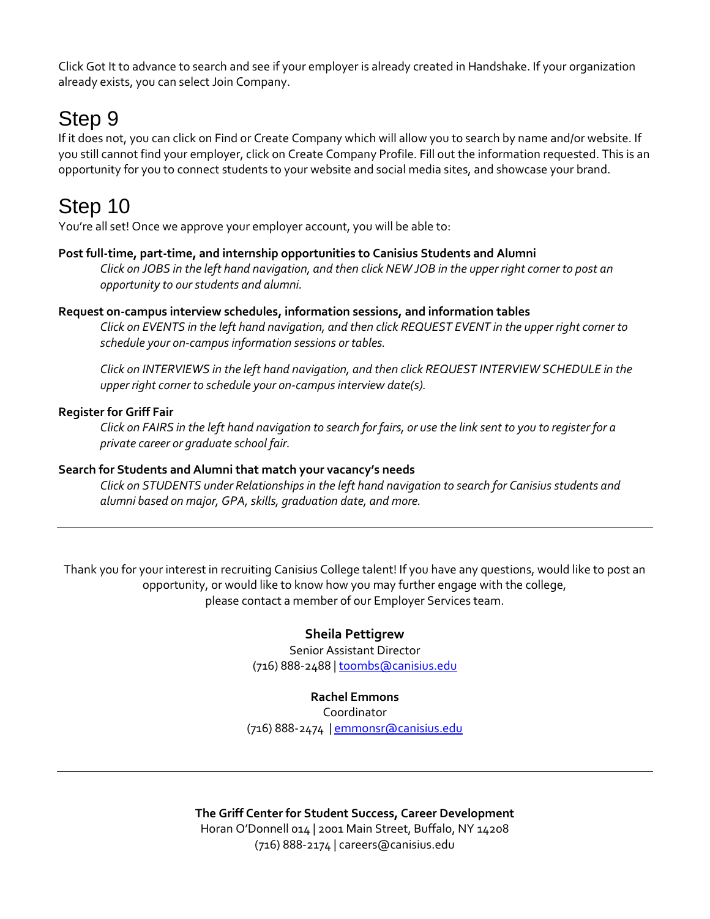Click Got It to advance to search and see if your employer is already created in Handshake. If your organization already exists, you can select Join Company.

## Step 9

If it does not, you can click on Find or Create Company which will allow you to search by name and/or website. If you still cannot find your employer, click on Create Company Profile. Fill out the information requested. This is an opportunity for you to connect students to your website and social media sites, and showcase your brand.

## Step 10

You're all set! Once we approve your employer account, you will be able to:

**Post full-time, part-time, and internship opportunities to Canisius Students and Alumni**

*Click on JOBS in the left hand navigation, and then click NEW JOB in the upper right corner to post an opportunity to our students and alumni.*

**Request on-campus interview schedules, information sessions, and information tables**

*Click on EVENTS in the left hand navigation, and then click REQUEST EVENT in the upper right corner to schedule your on-campus information sessions or tables.*

*Click on INTERVIEWS in the left hand navigation, and then click REQUEST INTERVIEW SCHEDULE in the upper right corner to schedule your on-campus interview date(s).*

**Register for Griff Fair**

*Click on FAIRS in the left hand navigation to search for fairs, or use the link sent to you to register for a private career or graduate school fair.*

**Search for Students and Alumni that match your vacancy's needs**

*Click on STUDENTS under Relationships in the left hand navigation to search for Canisius students and alumni based on major, GPA, skills, graduation date, and more.*

---

Thank you for your interest in recruiting Canisius College talent! If you have any questions, would like to post an opportunity, or would like to know how you may further engage with the college, please contact a member of our Employer Services team.

**Sheila Pettigrew**
Senior Assistant Director
(716) 888-2488 | toombs@canisius.edu

**Rachel Emmons**
Coordinator
(716) 888-2474 | emmonsr@canisius.edu

---

**The Griff Center for Student Success, Career Development**
Horan O'Donnell 014 | 2001 Main Street, Buffalo, NY 14208
(716) 888-2174 | careers@canisius.edu